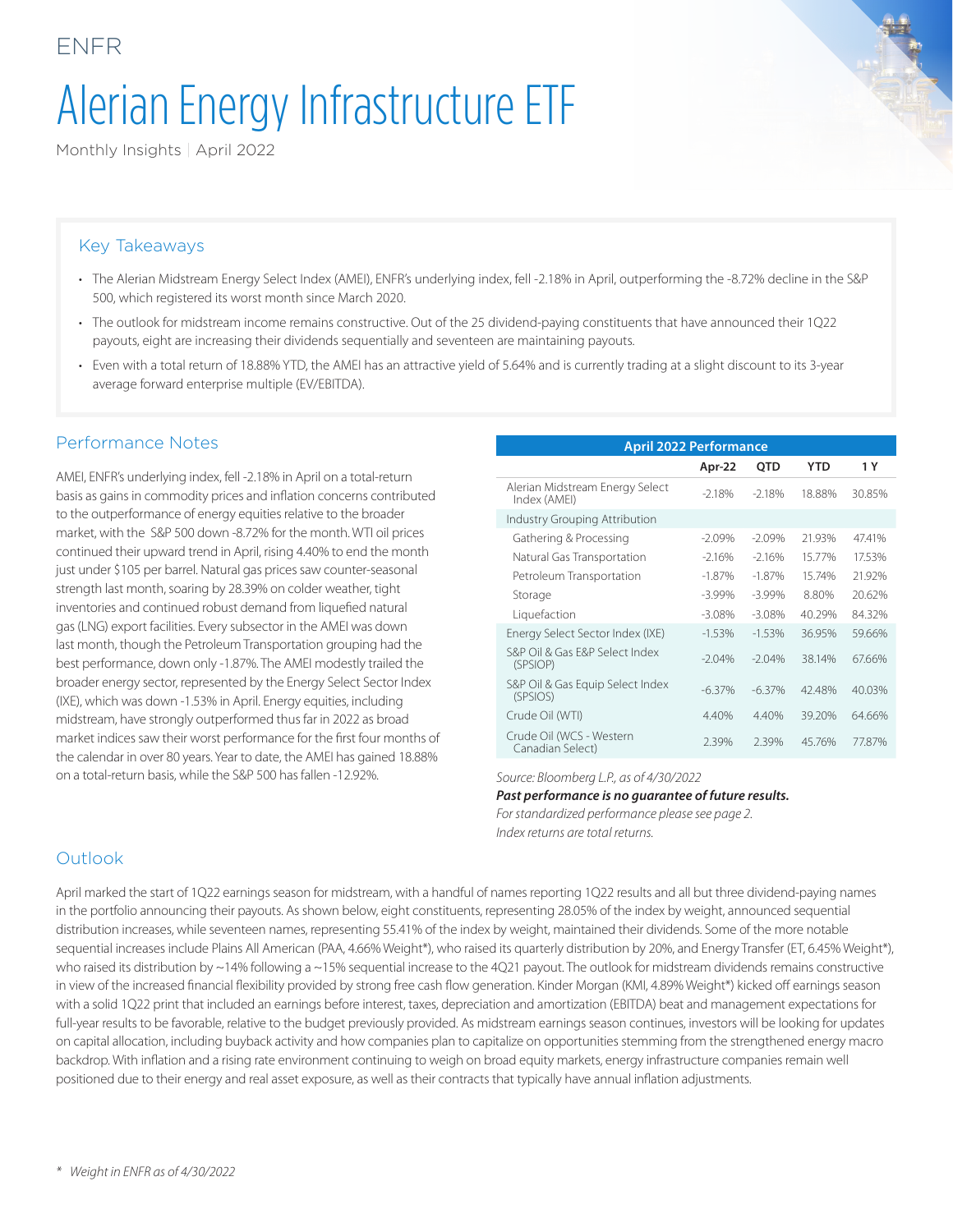ENFR

# Alerian Energy Infrastructure ETF

Monthly Insights | April 2022

## Key Takeaways

- The Alerian Midstream Energy Select Index (AMEI), ENFR's underlying index, fell -2.18% in April, outperforming the -8.72% decline in the S&P 500, which registered its worst month since March 2020.
- The outlook for midstream income remains constructive. Out of the 25 dividend-paying constituents that have announced their 1Q22 payouts, eight are increasing their dividends sequentially and seventeen are maintaining payouts.
- Even with a total return of 18.88% YTD, the AMEI has an attractive yield of 5.64% and is currently trading at a slight discount to its 3-year average forward enterprise multiple (EV/EBITDA).

## Performance Notes

AMEI, ENFR's underlying index, fell -2.18% in April on a total-return basis as gains in commodity prices and inflation concerns contributed to the outperformance of energy equities relative to the broader market, with the S&P 500 down -8.72% for the month. WTI oil prices continued their upward trend in April, rising 4.40% to end the month just under $105 per barrel. Natural gas prices saw counter-seasonal strength last month, soaring by 28.39% on colder weather, tight inventories and continued robust demand from liquefied natural gas (LNG) export facilities. Every subsector in the AMEI was down last month, though the Petroleum Transportation grouping had the best performance, down only -1.87%. The AMEI modestly trailed the broader energy sector, represented by the Energy Select Sector Index (IXE), which was down -1.53% in April. Energy equities, including midstream, have strongly outperformed thus far in 2022 as broad market indices saw their worst performance for the first four months of the calendar in over 80 years. Year to date, the AMEI has gained 18.88% on a total-return basis, while the S&P 500 has fallen -12.92%.

**April 2022 Performance**

| | Apr-22 | QTD | YTD | 1 Y |
|---|---|---|---|---|
| Alerian Midstream Energy Select Index (AMEI) | -2.18% | -2.18% | 18.88% | 30.85% |
| Industry Grouping Attribution | | | | |
| Gathering & Processing | -2.09% | -2.09% | 21.93% | 47.41% |
| Natural Gas Transportation | -2.16% | -2.16% | 15.77% | 17.53% |
| Petroleum Transportation | -1.87% | -1.87% | 15.74% | 21.92% |
| Storage | -3.99% | -3.99% | 8.80% | 20.62% |
| Liquefaction | -3.08% | -3.08% | 40.29% | 84.32% |
| Energy Select Sector Index (IXE) | -1.53% | -1.53% | 36.95% | 59.66% |
| S&P Oil & Gas E&P Select Index (SPSIOP) | -2.04% | -2.04% | 38.14% | 67.66% |
| S&P Oil & Gas Equip Select Index (SPSIOS) | -6.37% | -6.37% | 42.48% | 40.03% |
| Crude Oil (WTI) | 4.40% | 4.40% | 39.20% | 64.66% |
| Crude Oil (WCS - Western Canadian Select) | 2.39% | 2.39% | 45.76% | 77.87% |

*Source: Bloomberg L.P., as of 4/30/2022*

***Past performance is no guarantee of future results.***

*For standardized performance please see page 2.*

*Index returns are total returns.*

## Outlook

April marked the start of 1Q22 earnings season for midstream, with a handful of names reporting 1Q22 results and all but three dividend-paying names in the portfolio announcing their payouts. As shown below, eight constituents, representing 28.05% of the index by weight, announced sequential distribution increases, while seventeen names, representing 55.41% of the index by weight, maintained their dividends. Some of the more notable sequential increases include Plains All American (PAA, 4.66% Weight*), who raised its quarterly distribution by 20%, and Energy Transfer (ET, 6.45% Weight*), who raised its distribution by ~14% following a ~15% sequential increase to the 4Q21 payout. The outlook for midstream dividends remains constructive in view of the increased financial flexibility provided by strong free cash flow generation. Kinder Morgan (KMI, 4.89% Weight*) kicked off earnings season with a solid 1Q22 print that included an earnings before interest, taxes, depreciation and amortization (EBITDA) beat and management expectations for full-year results to be favorable, relative to the budget previously provided. As midstream earnings season continues, investors will be looking for updates on capital allocation, including buyback activity and how companies plan to capitalize on opportunities stemming from the strengthened energy macro backdrop. With inflation and a rising rate environment continuing to weigh on broad equity markets, energy infrastructure companies remain well positioned due to their energy and real asset exposure, as well as their contracts that typically have annual inflation adjustments.

\* *Weight in ENFR as of 4/30/2022*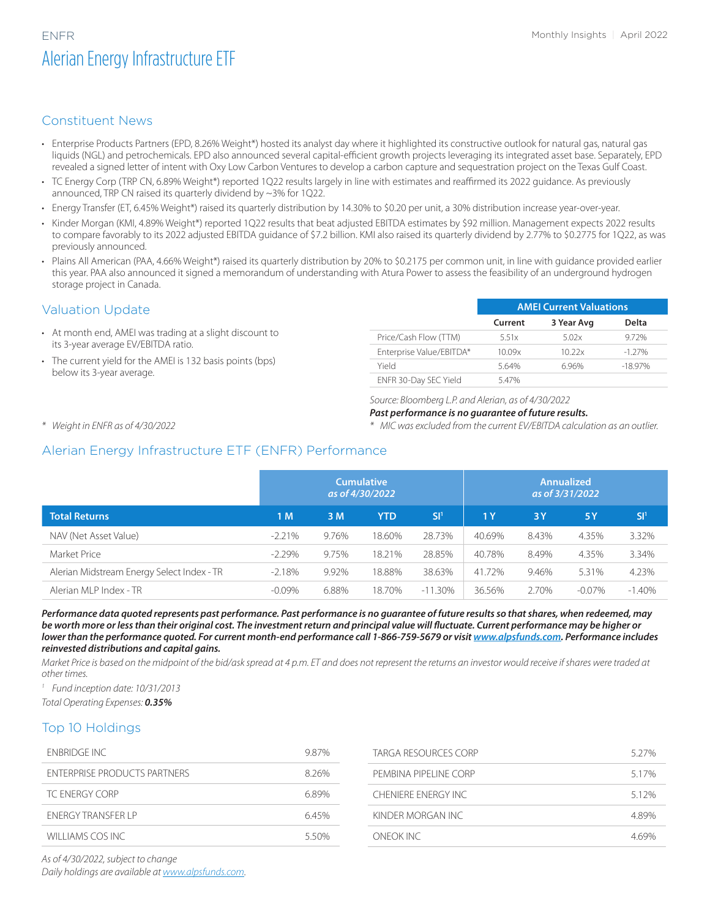ENFR

# Alerian Energy Infrastructure ETF

## Constituent News

- Enterprise Products Partners (EPD, 8.26% Weight*) hosted its analyst day where it highlighted its constructive outlook for natural gas, natural gas liquids (NGL) and petrochemicals. EPD also announced several capital-efficient growth projects leveraging its integrated asset base. Separately, EPD revealed a signed letter of intent with Oxy Low Carbon Ventures to develop a carbon capture and sequestration project on the Texas Gulf Coast.
- TC Energy Corp (TRP CN, 6.89% Weight*) reported 1Q22 results largely in line with estimates and reaffirmed its 2022 guidance. As previously announced, TRP CN raised its quarterly dividend by ~3% for 1Q22.
- Energy Transfer (ET, 6.45% Weight*) raised its quarterly distribution by 14.30% to $0.20 per unit, a 30% distribution increase year-over-year.
- Kinder Morgan (KMI, 4.89% Weight*) reported 1Q22 results that beat adjusted EBITDA estimates by $92 million. Management expects 2022 results to compare favorably to its 2022 adjusted EBITDA guidance of $7.2 billion. KMI also raised its quarterly dividend by 2.77% to $0.2775 for 1Q22, as was previously announced.
- Plains All American (PAA, 4.66% Weight*) raised its quarterly distribution by 20% to $0.2175 per common unit, in line with guidance provided earlier this year. PAA also announced it signed a memorandum of understanding with Atura Power to assess the feasibility of an underground hydrogen storage project in Canada.

## Valuation Update

- At month end, AMEI was trading at a slight discount to its 3-year average EV/EBITDA ratio.
- The current yield for the AMEI is 132 basis points (bps) below its 3-year average.

*Weight in ENFR as of 4/30/2022*

| AMEI Current Valuations | Current | 3 Year Avg | Delta |
|---|---|---|---|
| Price/Cash Flow (TTM) | 5.51x | 5.02x | 9.72% |
| Enterprise Value/EBITDA* | 10.09x | 10.22x | -1.27% |
| Yield | 5.64% | 6.96% | -18.97% |
| ENFR 30-Day SEC Yield | 5.47% | | |

*Source: Bloomberg L.P. and Alerian, as of 4/30/2022*

***Past performance is no guarantee of future results.***

** MIC was excluded from the current EV/EBITDA calculation as an outlier.*

## Alerian Energy Infrastructure ETF (ENFR) Performance

| | Cumulative *as of 4/30/2022* | | | | Annualized *as of 3/31/2022* | | | |
|---|---|---|---|---|---|---|---|---|
| **Total Returns** | **1 M** | **3 M** | **YTD** | **SI[1]** | **1 Y** | **3 Y** | **5 Y** | **SI[1]** |
| NAV (Net Asset Value) | -2.21% | 9.76% | 18.60% | 28.73% | 40.69% | 8.43% | 4.35% | 3.32% |
| Market Price | -2.29% | 9.75% | 18.21% | 28.85% | 40.78% | 8.49% | 4.35% | 3.34% |
| Alerian Midstream Energy Select Index - TR | -2.18% | 9.92% | 18.88% | 38.63% | 41.72% | 9.46% | 5.31% | 4.23% |
| Alerian MLP Index - TR | -0.09% | 6.88% | 18.70% | -11.30% | 36.56% | 2.70% | -0.07% | -1.40% |

***Performance data quoted represents past performance. Past performance is no guarantee of future results so that shares, when redeemed, may be worth more or less than their original cost. The investment return and principal value will fluctuate. Current performance may be higher or lower than the performance quoted. For current month-end performance call 1-866-759-5679 or visit www.alpsfunds.com. Performance includes reinvested distributions and capital gains.***

*Market Price is based on the midpoint of the bid/ask spread at 4 p.m. ET and does not represent the returns an investor would receive if shares were traded at other times.*

*[1] Fund inception date: 10/31/2013*

*Total Operating Expenses:* ***0.35%***

## Top 10 Holdings

| Holding | Weight |
|---|---|
| ENBRIDGE INC | 9.87% |
| ENTERPRISE PRODUCTS PARTNERS | 8.26% |
| TC ENERGY CORP | 6.89% |
| ENERGY TRANSFER LP | 6.45% |
| WILLIAMS COS INC | 5.50% |
| TARGA RESOURCES CORP | 5.27% |
| PEMBINA PIPELINE CORP | 5.17% |
| CHENIERE ENERGY INC | 5.12% |
| KINDER MORGAN INC | 4.89% |
| ONEOK INC | 4.69% |

*As of 4/30/2022, subject to change*

*Daily holdings are available at www.alpsfunds.com.*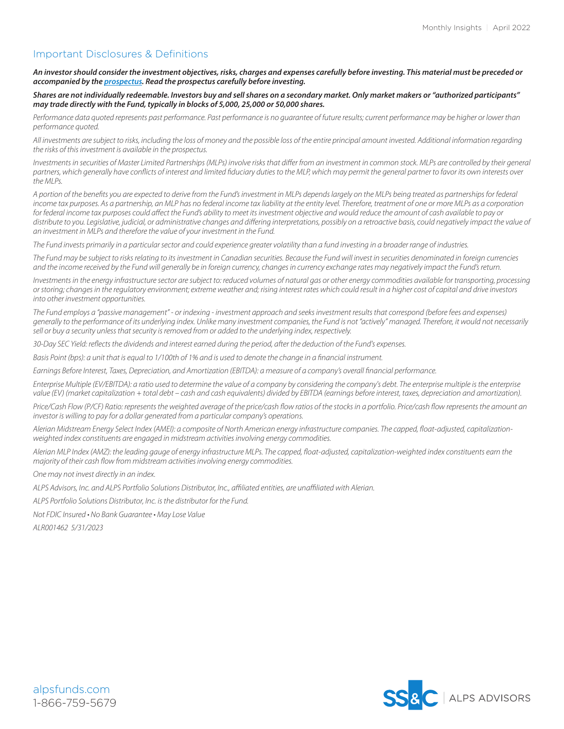## Important Disclosures & Definitions

***An investor should consider the investment objectives, risks, charges and expenses carefully before investing. This material must be preceded or accompanied by the prospectus. Read the prospectus carefully before investing.***

***Shares are not individually redeemable. Investors buy and sell shares on a secondary market. Only market makers or "authorized participants" may trade directly with the Fund, typically in blocks of 5,000, 25,000 or 50,000 shares.***

*Performance data quoted represents past performance. Past performance is no guarantee of future results; current performance may be higher or lower than performance quoted.*

*All investments are subject to risks, including the loss of money and the possible loss of the entire principal amount invested. Additional information regarding the risks of this investment is available in the prospectus.*

*Investments in securities of Master Limited Partnerships (MLPs) involve risks that differ from an investment in common stock. MLPs are controlled by their general partners, which generally have conflicts of interest and limited fiduciary duties to the MLP, which may permit the general partner to favor its own interests over the MLPs.*

*A portion of the benefits you are expected to derive from the Fund's investment in MLPs depends largely on the MLPs being treated as partnerships for federal income tax purposes. As a partnership, an MLP has no federal income tax liability at the entity level. Therefore, treatment of one or more MLPs as a corporation for federal income tax purposes could affect the Fund's ability to meet its investment objective and would reduce the amount of cash available to pay or distribute to you. Legislative, judicial, or administrative changes and differing interpretations, possibly on a retroactive basis, could negatively impact the value of an investment in MLPs and therefore the value of your investment in the Fund.*

*The Fund invests primarily in a particular sector and could experience greater volatility than a fund investing in a broader range of industries.*

*The Fund may be subject to risks relating to its investment in Canadian securities. Because the Fund will invest in securities denominated in foreign currencies and the income received by the Fund will generally be in foreign currency, changes in currency exchange rates may negatively impact the Fund's return.*

*Investments in the energy infrastructure sector are subject to: reduced volumes of natural gas or other energy commodities available for transporting, processing or storing; changes in the regulatory environment; extreme weather and; rising interest rates which could result in a higher cost of capital and drive investors into other investment opportunities.*

*The Fund employs a "passive management" - or indexing - investment approach and seeks investment results that correspond (before fees and expenses) generally to the performance of its underlying index. Unlike many investment companies, the Fund is not "actively" managed. Therefore, it would not necessarily sell or buy a security unless that security is removed from or added to the underlying index, respectively.*

*30-Day SEC Yield: reflects the dividends and interest earned during the period, after the deduction of the Fund's expenses.*

*Basis Point (bps): a unit that is equal to 1/100th of 1% and is used to denote the change in a financial instrument.*

*Earnings Before Interest, Taxes, Depreciation, and Amortization (EBITDA): a measure of a company's overall financial performance.*

*Enterprise Multiple (EV/EBITDA): a ratio used to determine the value of a company by considering the company's debt. The enterprise multiple is the enterprise value (EV) (market capitalization + total debt – cash and cash equivalents) divided by EBITDA (earnings before interest, taxes, depreciation and amortization).*

*Price/Cash Flow (P/CF) Ratio: represents the weighted average of the price/cash flow ratios of the stocks in a portfolio. Price/cash flow represents the amount an investor is willing to pay for a dollar generated from a particular company's operations.*

*Alerian Midstream Energy Select Index (AMEI): a composite of North American energy infrastructure companies. The capped, float-adjusted, capitalization-weighted index constituents are engaged in midstream activities involving energy commodities.*

*Alerian MLP Index (AMZ): the leading gauge of energy infrastructure MLPs. The capped, float-adjusted, capitalization-weighted index constituents earn the majority of their cash flow from midstream activities involving energy commodities.*

*One may not invest directly in an index.*

*ALPS Advisors, Inc. and ALPS Portfolio Solutions Distributor, Inc., affiliated entities, are unaffiliated with Alerian.*

*ALPS Portfolio Solutions Distributor, Inc. is the distributor for the Fund.*

*Not FDIC Insured • No Bank Guarantee • May Lose Value*

*ALR001462 5/31/2023*

alpsfunds.com
1-866-759-5679

SS&C | ALPS ADVISORS